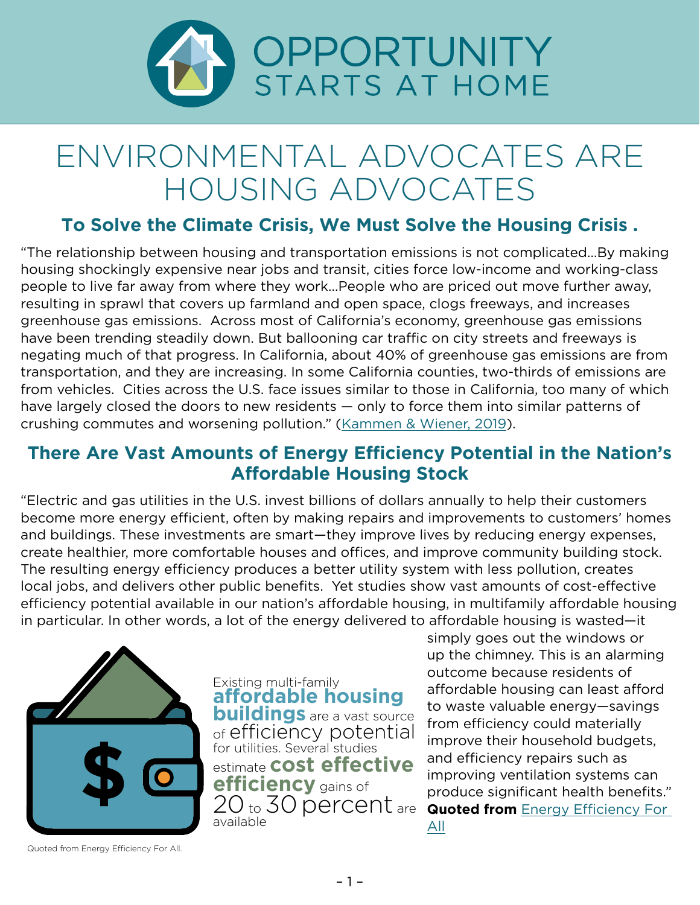OPPORTUNITY STARTS AT HOME

# ENVIRONMENTAL ADVOCATES ARE HOUSING ADVOCATES

## To Solve the Climate Crisis, We Must Solve the Housing Crisis .

"The relationship between housing and transportation emissions is not complicated…By making housing shockingly expensive near jobs and transit, cities force low-income and working-class people to live far away from where they work…People who are priced out move further away, resulting in sprawl that covers up farmland and open space, clogs freeways, and increases greenhouse gas emissions. Across most of California's economy, greenhouse gas emissions have been trending steadily down. But ballooning car traffic on city streets and freeways is negating much of that progress. In California, about 40% of greenhouse gas emissions are from transportation, and they are increasing. In some California counties, two-thirds of emissions are from vehicles. Cities across the U.S. face issues similar to those in California, too many of which have largely closed the doors to new residents — only to force them into similar patterns of crushing commutes and worsening pollution." (Kammen & Wiener, 2019).

## There Are Vast Amounts of Energy Efficiency Potential in the Nation's Affordable Housing Stock

"Electric and gas utilities in the U.S. invest billions of dollars annually to help their customers become more energy efficient, often by making repairs and improvements to customers' homes and buildings. These investments are smart—they improve lives by reducing energy expenses, create healthier, more comfortable houses and offices, and improve community building stock. The resulting energy efficiency produces a better utility system with less pollution, creates local jobs, and delivers other public benefits. Yet studies show vast amounts of cost-effective efficiency potential available in our nation's affordable housing, in multifamily affordable housing in particular. In other words, a lot of the energy delivered to affordable housing is wasted—it simply goes out the windows or up the chimney. This is an alarming outcome because residents of affordable housing can least afford to waste valuable energy—savings from efficiency could materially improve their household budgets, and efficiency repairs such as improving ventilation systems can produce significant health benefits." **Quoted from** Energy Efficiency For All

Existing multi-family **affordable housing buildings** are a vast source of efficiency potential for utilities. Several studies estimate **cost effective efficiency** gains of 20 to 30 percent are available

Quoted from Energy Efficiency For All.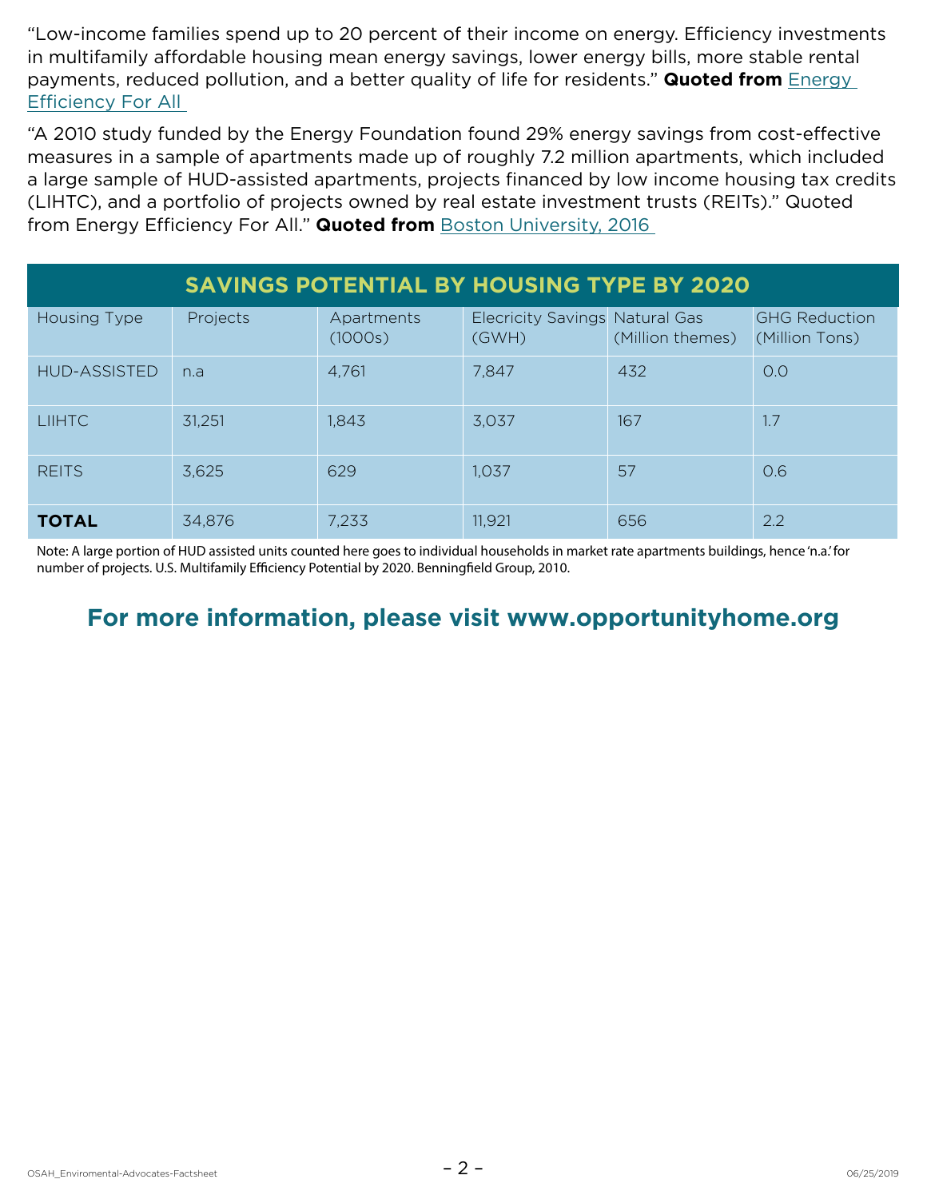"Low-income families spend up to 20 percent of their income on energy. Efficiency investments in multifamily affordable housing mean energy savings, lower energy bills, more stable rental payments, reduced pollution, and a better quality of life for residents." **Quoted from** Energy Efficiency For All

"A 2010 study funded by the Energy Foundation found 29% energy savings from cost-effective measures in a sample of apartments made up of roughly 7.2 million apartments, which included a large sample of HUD-assisted apartments, projects financed by low income housing tax credits (LIHTC), and a portfolio of projects owned by real estate investment trusts (REITs)." Quoted from Energy Efficiency For All." **Quoted from** Boston University, 2016

## SAVINGS POTENTIAL BY HOUSING TYPE BY 2020

| Housing Type | Projects | Apartments (1000s) | Elecricity Savings (GWH) | Natural Gas (Million themes) | GHG Reduction (Million Tons) |
|---|---|---|---|---|---|
| HUD-ASSISTED | n.a | 4,761 | 7,847 | 432 | 0.0 |
| LIIHTC | 31,251 | 1,843 | 3,037 | 167 | 1.7 |
| REITS | 3,625 | 629 | 1,037 | 57 | 0.6 |
| **TOTAL** | 34,876 | 7,233 | 11,921 | 656 | 2.2 |

Note: A large portion of HUD assisted units counted here goes to individual households in market rate apartments buildings, hence 'n.a.' for number of projects. U.S. Multifamily Efficiency Potential by 2020. Benningfield Group, 2010.

## For more information, please visit www.opportunityhome.org